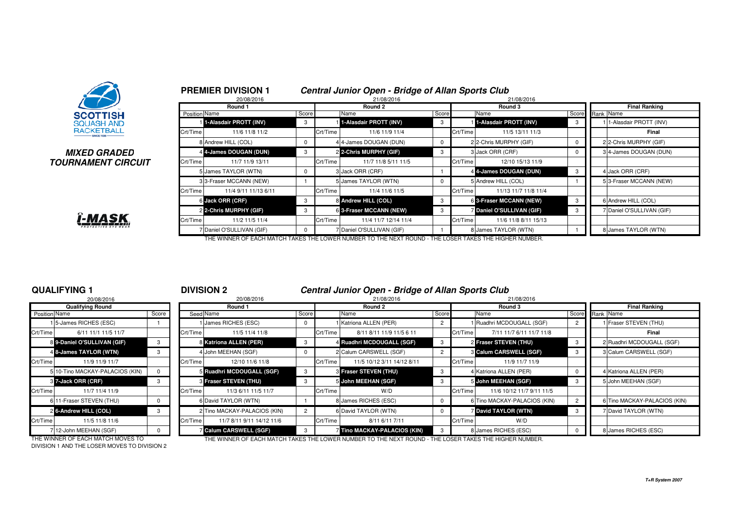**SCOTTISH SQUASH AND RACKETBALL**

## MIXED GRADED TOURNAMENT CIRCUIT

## PREMIER DIVISION 1

### Central Junior Open - Bridge of Allan Sports Club

| Round 1 (20/08/2016) | | | Round 2 (21/08/2016) | | | Round 3 (21/08/2016) | | | Final Ranking | |
|---|---|---|---|---|---|---|---|---|---|---|
| Position | Name | Score | | Name | Score | | Name | Score | Rank | Name |
| 1 | **1-Alasdair PROTT (INV)** | 3 | 1 | **1-Alasdair PROTT (INV)** | 3 | 1 | **1-Alasdair PROTT (INV)** | 3 | 1 | 1-Alasdair PROTT (INV) |
| Crt/Time | 11/6 11/8 11/2 | | Crt/Time | 11/6 11/9 11/4 | | Crt/Time | 11/5 13/11 11/3 | | | **Final** |
| 8 | Andrew HILL (COL) | 0 | 4 | 4-James DOUGAN (DUN) | 0 | 2 | 2-Chris MURPHY (GIF) | 0 | 2 | 2-Chris MURPHY (GIF) |
| 4 | **4-James DOUGAN (DUN)** | 3 | 2 | **2-Chris MURPHY (GIF)** | 3 | 3 | Jack ORR (CRF) | 0 | 3 | 4-James DOUGAN (DUN) |
| Crt/Time | 11/7 11/9 13/11 | | Crt/Time | 11/7 11/8 5/11 11/5 | | Crt/Time | 12/10 15/13 11/9 | | | |
| 5 | James TAYLOR (WTN) | 0 | 3 | Jack ORR (CRF) | 1 | 4 | **4-James DOUGAN (DUN)** | 3 | 4 | Jack ORR (CRF) |
| 3 | 3-Fraser MCCANN (NEW) | 1 | 5 | James TAYLOR (WTN) | 0 | 5 | Andrew HILL (COL) | 1 | 5 | 3-Fraser MCCANN (NEW) |
| Crt/Time | 11/4 9/11 11/13 6/11 | | Crt/Time | 11/4 11/6 11/5 | | Crt/Time | 11/13 11/7 11/8 11/4 | | | |
| 6 | **Jack ORR (CRF)** | 3 | 8 | **Andrew HILL (COL)** | 3 | 6 | **3-Fraser MCCANN (NEW)** | 3 | 6 | Andrew HILL (COL) |
| 2 | **2-Chris MURPHY (GIF)** | 3 | 6 | **3-Fraser MCCANN (NEW)** | 3 | 7 | **Daniel O'SULLIVAN (GIF)** | 3 | 7 | Daniel O'SULLIVAN (GIF) |
| Crt/Time | 11/2 11/5 11/4 | | Crt/Time | 11/4 11/7 12/14 11/4 | | Crt/Time | 11/6 11/8 8/11 15/13 | | | |
| 7 | Daniel O'SULLIVAN (GIF) | 0 | 7 | Daniel O'SULLIVAN (GIF) | 1 | 8 | James TAYLOR (WTN) | 1 | 8 | James TAYLOR (WTN) |

THE WINNER OF EACH MATCH TAKES THE LOWER NUMBER TO THE NEXT ROUND - THE LOSER TAKES THE HIGHER NUMBER.

## QUALIFYING 1

| Qualifying Round (20/08/2016) | | |
|---|---|---|
| Position | Name | Score |
| 1 | 5-James RICHES (ESC) | 1 |
| Crt/Time | 6/11 11/1 11/5 11/7 | |
| 8 | **9-Daniel O'SULLIVAN (GIF)** | 3 |
| 4 | **8-James TAYLOR (WTN)** | 3 |
| Crt/Time | 11/9 11/9 11/7 | |
| 5 | 10-Tino MACKAY-PALACIOS (KIN) | 0 |
| 3 | **7-Jack ORR (CRF)** | 3 |
| Crt/Time | 11/7 11/4 11/9 | |
| 6 | 11-Fraser STEVEN (THU) | 0 |
| 2 | **6-Andrew HILL (COL)** | 3 |
| Crt/Time | 11/5 11/8 11/6 | |
| 7 | 12-John MEEHAN (SGF) | 0 |

THE WINNER OF EACH MATCH MOVES TO DIVISION 1 AND THE LOSER MOVES TO DIVISION 2

## DIVISION 2

### Central Junior Open - Bridge of Allan Sports Club

| Round 1 (20/08/2016) | | | Round 2 (21/08/2016) | | | Round 3 (21/08/2016) | | | Final Ranking | |
|---|---|---|---|---|---|---|---|---|---|---|
| Seed | Name | Score | | Name | Score | | Name | Score | Rank | Name |
| 1 | James RICHES (ESC) | 0 | 1 | Katriona ALLEN (PER) | 2 | 1 | Ruadhri MCDOUGALL (SGF) | 2 | 1 | Fraser STEVEN (THU) |
| Crt/Time | 11/5 11/4 11/8 | | Crt/Time | 8/11 8/11 11/9 11/5 6 11 | | Crt/Time | 7/11 11/7 6/11 11/7 11/8 | | | **Final** |
| 8 | **Katriona ALLEN (PER)** | 3 | 4 | **Ruadhri MCDOUGALL (SGF)** | 3 | 2 | **Fraser STEVEN (THU)** | 3 | 2 | Ruadhri MCDOUGALL (SGF) |
| 4 | John MEEHAN (SGF) | 0 | 2 | Calum CARSWELL (SGF) | 2 | 3 | **Calum CARSWELL (SGF)** | 3 | 3 | Calum CARSWELL (SGF) |
| Crt/Time | 12/10 11/6 11/8 | | Crt/Time | 11/5 10/12 3/11 14/12 8/11 | | Crt/Time | 11/9 11/7 11/9 | | | |
| 5 | **Ruadhri MCDOUGALL (SGF)** | 3 | 3 | **Fraser STEVEN (THU)** | 3 | 4 | Katriona ALLEN (PER) | 0 | 4 | Katriona ALLEN (PER) |
| 3 | **Fraser STEVEN (THU)** | 3 | 5 | **John MEEHAN (SGF)** | 3 | 5 | **John MEEHAN (SGF)** | 3 | 5 | John MEEHAN (SGF) |
| Crt/Time | 11/3 6/11 11/5 11/7 | | Crt/Time | W/D | | Crt/Time | 11/6 10/12 11/7 9/11 11/5 | | | |
| 6 | David TAYLOR (WTN) | 1 | 8 | James RICHES (ESC) | 0 | 6 | Tino MACKAY-PALACIOS (KIN) | 2 | 6 | Tino MACKAY-PALACIOS (KIN) |
| 2 | Tino MACKAY-PALACIOS (KIN) | 2 | 6 | David TAYLOR (WTN) | 0 | 7 | **David TAYLOR (WTN)** | 3 | 7 | David TAYLOR (WTN) |
| Crt/Time | 11/7 8/11 9/11 14/12 11/6 | | Crt/Time | 8/11 6/11 7/11 | | Crt/Time | W/D | | | |
| 7 | **Calum CARSWELL (SGF)** | 3 | 7 | **Tino MACKAY-PALACIOS (KIN)** | 3 | 8 | James RICHES (ESC) | 0 | 8 | James RICHES (ESC) |

THE WINNER OF EACH MATCH TAKES THE LOWER NUMBER TO THE NEXT ROUND - THE LOSER TAKES THE HIGHER NUMBER.

*T+R System 2007*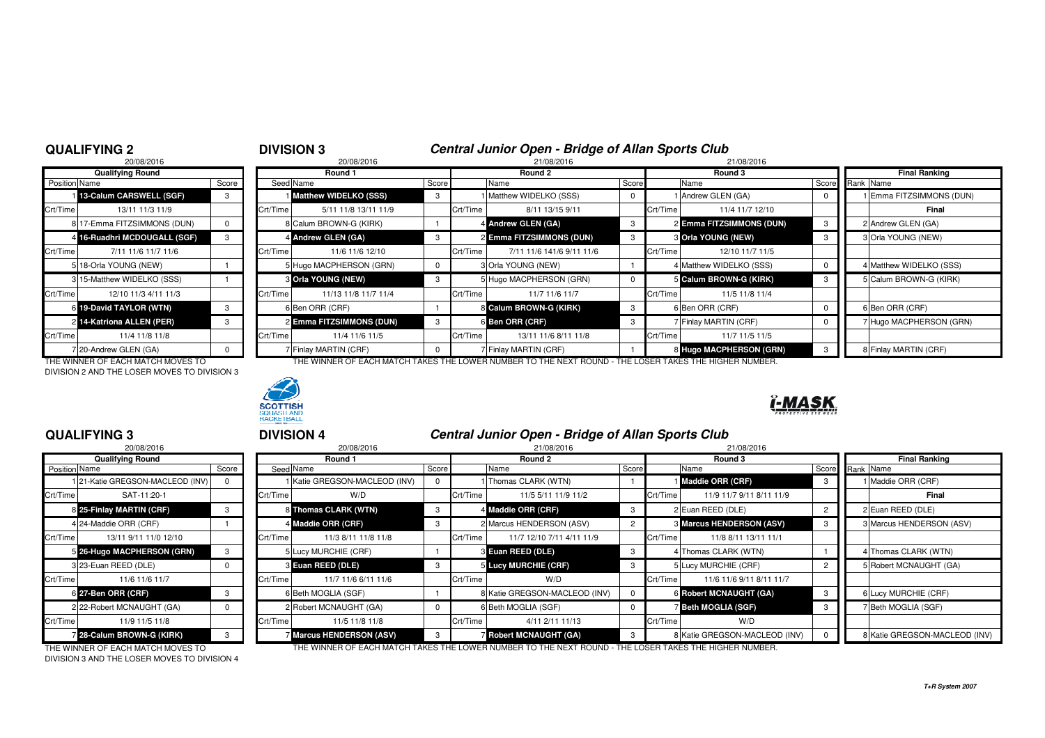## QUALIFYING 2

20/08/2016

| Position | Name | Score |
|---|---|---|
| | **Qualifying Round** | |
| 1 | **13-Calum CARSWELL (SGF)** | 3 |
| Crt/Time | 13/11 11/3 11/9 | |
| 8 | 17-Emma FITZSIMMONS (DUN) | 0 |
| 4 | **16-Ruadhri MCDOUGALL (SGF)** | 3 |
| Crt/Time | 7/11 11/6 11/7 11/6 | |
| 5 | 18-Orla YOUNG (NEW) | 1 |
| 3 | 15-Matthew WIDELKO (SSS) | 1 |
| Crt/Time | 12/10 11/3 4/11 11/3 | |
| 6 | **19-David TAYLOR (WTN)** | 3 |
| 2 | **14-Katriona ALLEN (PER)** | 3 |
| Crt/Time | 11/4 11/8 11/8 | |
| 7 | 20-Andrew GLEN (GA) | 0 |

THE WINNER OF EACH MATCH MOVES TO DIVISION 2 AND THE LOSER MOVES TO DIVISION 3

## DIVISION 3

### Central Junior Open - Bridge of Allan Sports Club

| Seed | Round 1 (20/08/2016) Name | Score | | Round 2 (21/08/2016) Name | Score | | Round 3 (21/08/2016) Name | Score | Rank | Final Ranking Name |
|---|---|---|---|---|---|---|---|---|---|---|
| 1 | **Matthew WIDELKO (SSS)** | 3 | 1 | Matthew WIDELKO (SSS) | 0 | 1 | Andrew GLEN (GA) | 0 | 1 | Emma FITZSIMMONS (DUN) |
| Crt/Time | 5/11 11/8 13/11 11/9 | | Crt/Time | 8/11 13/15 9/11 | | Crt/Time | 11/4 11/7 12/10 | | | **Final** |
| 8 | Calum BROWN-G (KIRK) | 1 | 4 | **Andrew GLEN (GA)** | 3 | 2 | **Emma FITZSIMMONS (DUN)** | 3 | 2 | Andrew GLEN (GA) |
| 4 | **Andrew GLEN (GA)** | 3 | 2 | **Emma FITZSIMMONS (DUN)** | 3 | 3 | **Orla YOUNG (NEW)** | 3 | 3 | Orla YOUNG (NEW) |
| Crt/Time | 11/6 11/6 12/10 | | Crt/Time | 7/11 11/6 141/6 9/11 11/6 | | Crt/Time | 12/10 11/7 11/5 | | | |
| 5 | Hugo MACPHERSON (GRN) | 0 | 3 | Orla YOUNG (NEW) | 1 | 4 | Matthew WIDELKO (SSS) | 0 | 4 | Matthew WIDELKO (SSS) |
| 3 | **Orla YOUNG (NEW)** | 3 | 5 | Hugo MACPHERSON (GRN) | 0 | 5 | **Calum BROWN-G (KIRK)** | 3 | 5 | Calum BROWN-G (KIRK) |
| Crt/Time | 11/13 11/8 11/7 11/4 | | Crt/Time | 11/7 11/6 11/7 | | Crt/Time | 11/5 11/8 11/4 | | | |
| 6 | Ben ORR (CRF) | 1 | 8 | **Calum BROWN-G (KIRK)** | 3 | 6 | Ben ORR (CRF) | 0 | 6 | Ben ORR (CRF) |
| 2 | **Emma FITZSIMMONS (DUN)** | 3 | 6 | **Ben ORR (CRF)** | 3 | 7 | Finlay MARTIN (CRF) | 0 | 7 | Hugo MACPHERSON (GRN) |
| Crt/Time | 11/4 11/6 11/5 | | Crt/Time | 13/11 11/6 8/11 11/8 | | Crt/Time | 11/7 11/5 11/5 | | | |
| 7 | Finlay MARTIN (CRF) | 0 | 7 | Finlay MARTIN (CRF) | 1 | 8 | **Hugo MACPHERSON (GRN)** | 3 | 8 | Finlay MARTIN (CRF) |

THE WINNER OF EACH MATCH TAKES THE LOWER NUMBER TO THE NEXT ROUND - THE LOSER TAKES THE HIGHER NUMBER.

## QUALIFYING 3

20/08/2016

| Position | Name | Score |
|---|---|---|
| | **Qualifying Round** | |
| 1 | 21-Katie GREGSON-MACLEOD (INV) | 0 |
| Crt/Time | SAT-11:20-1 | |
| 8 | **25-Finlay MARTIN (CRF)** | 3 |
| 4 | 24-Maddie ORR (CRF) | 1 |
| Crt/Time | 13/11 9/11 11/0 12/10 | |
| 5 | **26-Hugo MACPHERSON (GRN)** | 3 |
| 3 | 23-Euan REED (DLE) | 0 |
| Crt/Time | 11/6 11/6 11/7 | |
| 6 | **27-Ben ORR (CRF)** | 3 |
| 2 | 22-Robert MCNAUGHT (GA) | 0 |
| Crt/Time | 11/9 11/5 11/8 | |
| 7 | **28-Calum BROWN-G (KIRK)** | 3 |

THE WINNER OF EACH MATCH MOVES TO DIVISION 3 AND THE LOSER MOVES TO DIVISION 4

## DIVISION 4

### Central Junior Open - Bridge of Allan Sports Club

| Seed | Round 1 (20/08/2016) Name | Score | | Round 2 (21/08/2016) Name | Score | | Round 3 (21/08/2016) Name | Score | Rank | Final Ranking Name |
|---|---|---|---|---|---|---|---|---|---|---|
| 1 | Katie GREGSON-MACLEOD (INV) | 0 | 1 | Thomas CLARK (WTN) | 1 | 1 | **Maddie ORR (CRF)** | 3 | 1 | Maddie ORR (CRF) |
| Crt/Time | W/D | | Crt/Time | 11/5 5/11 11/9 11/2 | | Crt/Time | 11/9 11/7 9/11 8/11 11/9 | | | **Final** |
| 8 | **Thomas CLARK (WTN)** | 3 | 4 | **Maddie ORR (CRF)** | 3 | 2 | Euan REED (DLE) | 2 | 2 | Euan REED (DLE) |
| 4 | **Maddie ORR (CRF)** | 3 | 2 | Marcus HENDERSON (ASV) | 2 | 3 | **Marcus HENDERSON (ASV)** | 3 | 3 | Marcus HENDERSON (ASV) |
| Crt/Time | 11/3 8/11 11/8 11/8 | | Crt/Time | 11/7 12/10 7/11 4/11 11/9 | | Crt/Time | 11/8 8/11 13/11 11/1 | | | |
| 5 | Lucy MURCHIE (CRF) | 1 | 3 | **Euan REED (DLE)** | 3 | 4 | Thomas CLARK (WTN) | 1 | 4 | Thomas CLARK (WTN) |
| 3 | **Euan REED (DLE)** | 3 | 5 | **Lucy MURCHIE (CRF)** | 3 | 5 | Lucy MURCHIE (CRF) | 2 | 5 | Robert MCNAUGHT (GA) |
| Crt/Time | 11/7 11/6 6/11 11/6 | | Crt/Time | W/D | | Crt/Time | 11/6 11/6 9/11 8/11 11/7 | | | |
| 6 | Beth MOGLIA (SGF) | 1 | 8 | Katie GREGSON-MACLEOD (INV) | 0 | 6 | **Robert MCNAUGHT (GA)** | 3 | 6 | Lucy MURCHIE (CRF) |
| 2 | Robert MCNAUGHT (GA) | 0 | 6 | Beth MOGLIA (SGF) | 0 | 7 | **Beth MOGLIA (SGF)** | 3 | 7 | Beth MOGLIA (SGF) |
| Crt/Time | 11/5 11/8 11/8 | | Crt/Time | 4/11 2/11 11/13 | | Crt/Time | W/D | | | |
| 7 | **Marcus HENDERSON (ASV)** | 3 | 7 | **Robert MCNAUGHT (GA)** | 3 | 8 | Katie GREGSON-MACLEOD (INV) | 0 | 8 | Katie GREGSON-MACLEOD (INV) |

THE WINNER OF EACH MATCH TAKES THE LOWER NUMBER TO THE NEXT ROUND - THE LOSER TAKES THE HIGHER NUMBER.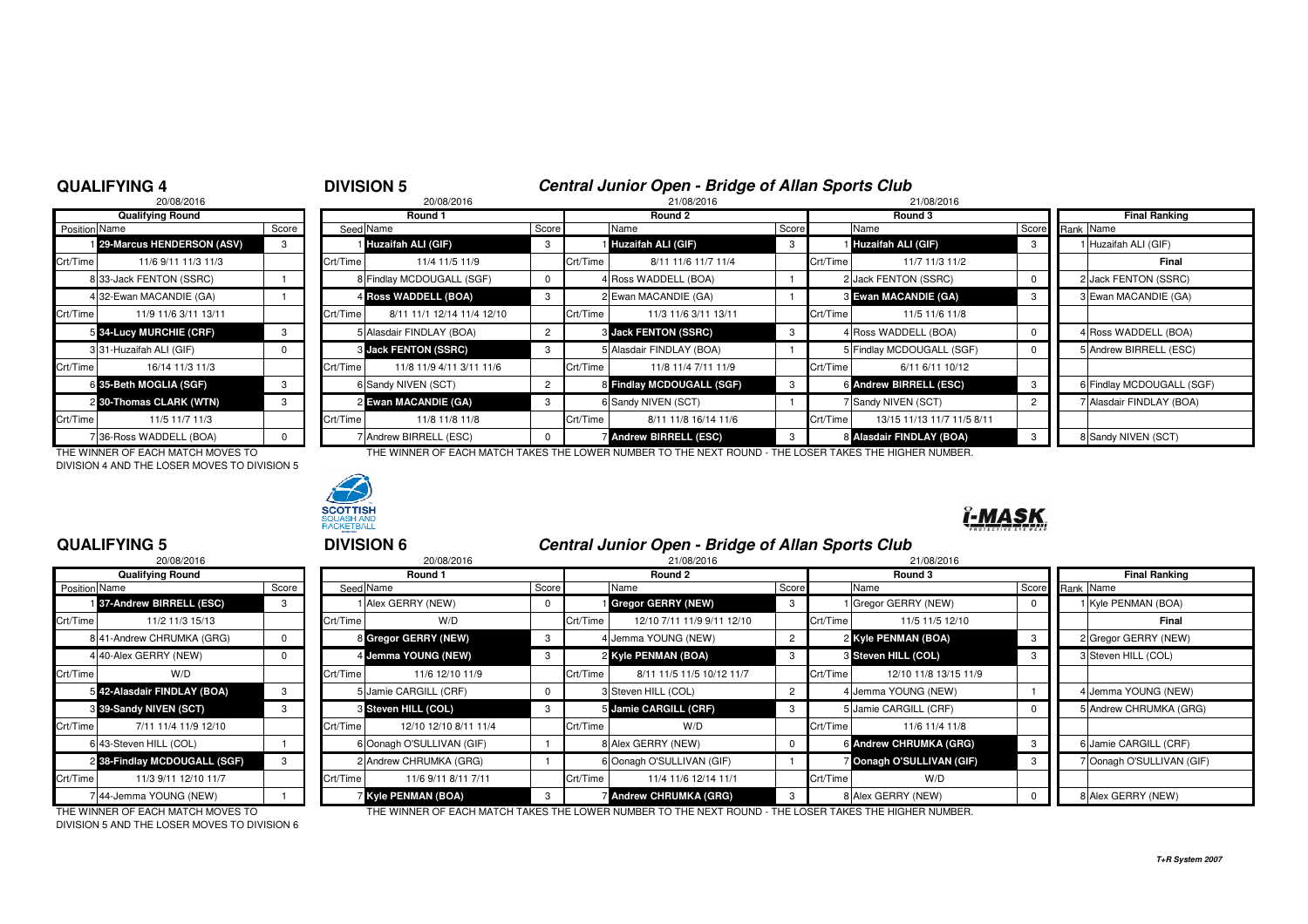## QUALIFYING 4

20/08/2016

| Position | Name | Score |
|---|---|---|
| | **Qualifying Round** | |
| 1 | **29-Marcus HENDERSON (ASV)** | 3 |
| Crt/Time | 11/6 9/11 11/3 11/3 | |
| 8 | 33-Jack FENTON (SSRC) | 1 |
| 4 | 32-Ewan MACANDIE (GA) | 1 |
| Crt/Time | 11/9 11/6 3/11 13/11 | |
| 5 | **34-Lucy MURCHIE (CRF)** | 3 |
| 3 | 31-Huzaifah ALI (GIF) | 0 |
| Crt/Time | 16/14 11/3 11/3 | |
| 6 | **35-Beth MOGLIA (SGF)** | 3 |
| 2 | **30-Thomas CLARK (WTN)** | 3 |
| Crt/Time | 11/5 11/7 11/3 | |
| 7 | 36-Ross WADDELL (BOA) | 0 |

THE WINNER OF EACH MATCH MOVES TO DIVISION 4 AND THE LOSER MOVES TO DIVISION 5

## DIVISION 5

### Central Junior Open - Bridge of Allan Sports Club

| Round 1 (20/08/2016) | | Score | Round 2 (21/08/2016) | | Score | Round 3 (21/08/2016) | | Score | Final Ranking | |
|---|---|---|---|---|---|---|---|---|---|---|
| Seed | Name | | | Name | | | Name | | Rank | Name |
| 1 | **Huzaifah ALI (GIF)** | 3 | 1 | **Huzaifah ALI (GIF)** | 3 | 1 | **Huzaifah ALI (GIF)** | 3 | 1 | Huzaifah ALI (GIF) |
| Crt/Time | 11/4 11/5 11/9 | | Crt/Time | 8/11 11/6 11/7 11/4 | | Crt/Time | 11/7 11/3 11/2 | | | **Final** |
| 8 | Findlay MCDOUGALL (SGF) | 0 | 4 | Ross WADDELL (BOA) | 1 | 2 | Jack FENTON (SSRC) | 0 | 2 | Jack FENTON (SSRC) |
| 4 | **Ross WADDELL (BOA)** | 3 | 2 | Ewan MACANDIE (GA) | 1 | 3 | **Ewan MACANDIE (GA)** | 3 | 3 | Ewan MACANDIE (GA) |
| Crt/Time | 8/11 11/1 12/14 11/4 12/10 | | Crt/Time | 11/3 11/6 3/11 13/11 | | Crt/Time | 11/5 11/6 11/8 | | | |
| 5 | Alasdair FINDLAY (BOA) | 2 | 3 | **Jack FENTON (SSRC)** | 3 | 4 | Ross WADDELL (BOA) | 0 | 4 | Ross WADDELL (BOA) |
| 3 | **Jack FENTON (SSRC)** | 3 | 5 | Alasdair FINDLAY (BOA) | 1 | 5 | Findlay MCDOUGALL (SGF) | 0 | 5 | Andrew BIRRELL (ESC) |
| Crt/Time | 11/8 11/9 4/11 3/11 11/6 | | Crt/Time | 11/8 11/4 7/11 11/9 | | Crt/Time | 6/11 6/11 10/12 | | | |
| 6 | Sandy NIVEN (SCT) | 2 | 8 | **Findlay MCDOUGALL (SGF)** | 3 | 6 | **Andrew BIRRELL (ESC)** | 3 | 6 | Findlay MCDOUGALL (SGF) |
| 2 | **Ewan MACANDIE (GA)** | 3 | 6 | Sandy NIVEN (SCT) | 1 | 7 | Sandy NIVEN (SCT) | 2 | 7 | Alasdair FINDLAY (BOA) |
| Crt/Time | 11/8 11/8 11/8 | | Crt/Time | 8/11 11/8 16/14 11/6 | | Crt/Time | 13/15 11/13 11/7 11/5 8/11 | | | |
| 7 | Andrew BIRRELL (ESC) | 0 | 7 | **Andrew BIRRELL (ESC)** | 3 | 8 | **Alasdair FINDLAY (BOA)** | 3 | 8 | Sandy NIVEN (SCT) |

THE WINNER OF EACH MATCH TAKES THE LOWER NUMBER TO THE NEXT ROUND - THE LOSER TAKES THE HIGHER NUMBER.

## QUALIFYING 5

20/08/2016

| Position | Name | Score |
|---|---|---|
| | **Qualifying Round** | |
| 1 | **37-Andrew BIRRELL (ESC)** | 3 |
| Crt/Time | 11/2 11/3 15/13 | |
| 8 | 41-Andrew CHRUMKA (GRG) | 0 |
| 4 | 40-Alex GERRY (NEW) | 0 |
| Crt/Time | W/D | |
| 5 | **42-Alasdair FINDLAY (BOA)** | 3 |
| 3 | **39-Sandy NIVEN (SCT)** | 3 |
| Crt/Time | 7/11 11/4 11/9 12/10 | |
| 6 | 43-Steven HILL (COL) | 1 |
| 2 | **38-Findlay MCDOUGALL (SGF)** | 3 |
| Crt/Time | 11/3 9/11 12/10 11/7 | |
| 7 | 44-Jemma YOUNG (NEW) | 1 |

THE WINNER OF EACH MATCH MOVES TO DIVISION 5 AND THE LOSER MOVES TO DIVISION 6

## DIVISION 6

### Central Junior Open - Bridge of Allan Sports Club

| Round 1 (20/08/2016) | | Score | Round 2 (21/08/2016) | | Score | Round 3 (21/08/2016) | | Score | Final Ranking | |
|---|---|---|---|---|---|---|---|---|---|---|
| Seed | Name | | | Name | | | Name | | Rank | Name |
| 1 | Alex GERRY (NEW) | 0 | 1 | **Gregor GERRY (NEW)** | 3 | 1 | Gregor GERRY (NEW) | 0 | 1 | Kyle PENMAN (BOA) |
| Crt/Time | W/D | | Crt/Time | 12/10 7/11 11/9 9/11 12/10 | | Crt/Time | 11/5 11/5 12/10 | | | **Final** |
| 8 | **Gregor GERRY (NEW)** | 3 | 4 | Jemma YOUNG (NEW) | 2 | 2 | **Kyle PENMAN (BOA)** | 3 | 2 | Gregor GERRY (NEW) |
| 4 | **Jemma YOUNG (NEW)** | 3 | 2 | **Kyle PENMAN (BOA)** | 3 | 3 | **Steven HILL (COL)** | 3 | 3 | Steven HILL (COL) |
| Crt/Time | 11/6 12/10 11/9 | | Crt/Time | 8/11 11/5 11/5 10/12 11/7 | | Crt/Time | 12/10 11/8 13/15 11/9 | | | |
| 5 | Jamie CARGILL (CRF) | 0 | 3 | Steven HILL (COL) | 2 | 4 | Jemma YOUNG (NEW) | 1 | 4 | Jemma YOUNG (NEW) |
| 3 | **Steven HILL (COL)** | 3 | 5 | **Jamie CARGILL (CRF)** | 3 | 5 | Jamie CARGILL (CRF) | 0 | 5 | Andrew CHRUMKA (GRG) |
| Crt/Time | 12/10 12/10 8/11 11/4 | | Crt/Time | W/D | | Crt/Time | 11/6 11/4 11/8 | | | |
| 6 | Oonagh O'SULLIVAN (GIF) | 1 | 8 | Alex GERRY (NEW) | 0 | 6 | **Andrew CHRUMKA (GRG)** | 3 | 6 | Jamie CARGILL (CRF) |
| 2 | Andrew CHRUMKA (GRG) | 1 | 6 | Oonagh O'SULLIVAN (GIF) | 1 | 7 | **Oonagh O'SULLIVAN (GIF)** | 3 | 7 | Oonagh O'SULLIVAN (GIF) |
| Crt/Time | 11/6 9/11 8/11 7/11 | | Crt/Time | 11/4 11/6 12/14 11/1 | | Crt/Time | W/D | | | |
| 7 | **Kyle PENMAN (BOA)** | 3 | 7 | **Andrew CHRUMKA (GRG)** | 3 | 8 | Alex GERRY (NEW) | 0 | 8 | Alex GERRY (NEW) |

THE WINNER OF EACH MATCH TAKES THE LOWER NUMBER TO THE NEXT ROUND - THE LOSER TAKES THE HIGHER NUMBER.

*T+R System 2007*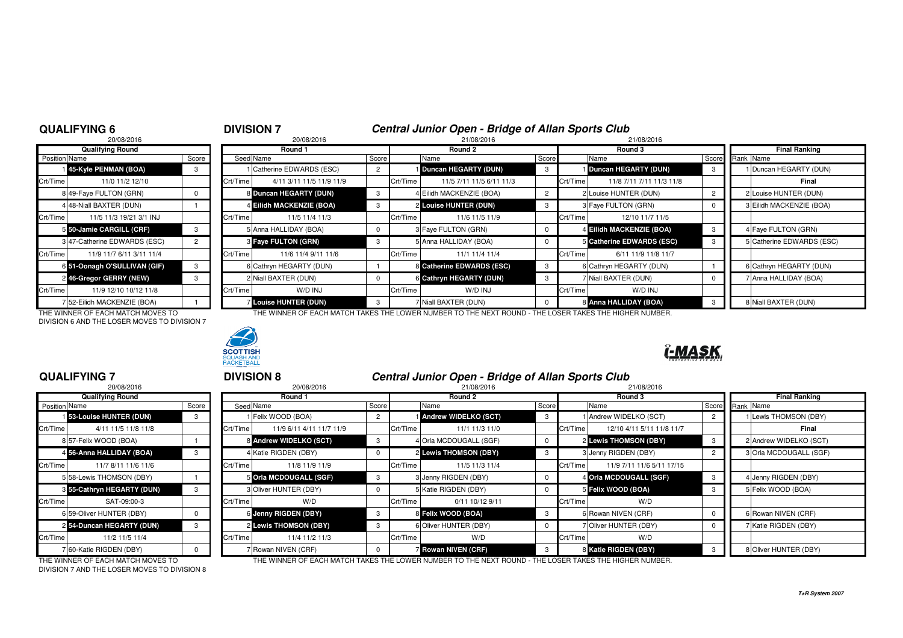## QUALIFYING 6

20/08/2016

| Position | Name | Score |
|---|---|---|
| **Qualifying Round** | | |
| 1 | **45-Kyle PENMAN (BOA)** | 3 |
| Crt/Time | 11/0 11/2 12/10 | |
| 8 | 49-Faye FULTON (GRN) | 0 |
| 4 | 48-Niall BAXTER (DUN) | 1 |
| Crt/Time | 11/5 11/3 19/21 3/1 INJ | |
| 5 | **50-Jamie CARGILL (CRF)** | 3 |
| 3 | 47-Catherine EDWARDS (ESC) | 2 |
| Crt/Time | 11/9 11/7 6/11 3/11 11/4 | |
| 6 | **51-Oonagh O'SULLIVAN (GIF)** | 3 |
| 2 | **46-Gregor GERRY (NEW)** | 3 |
| Crt/Time | 11/9 12/10 10/12 11/8 | |
| 7 | 52-Eilidh MACKENZIE (BOA) | 1 |

THE WINNER OF EACH MATCH MOVES TO DIVISION 6 AND THE LOSER MOVES TO DIVISION 7

## DIVISION 7

### Central Junior Open - Bridge of Allan Sports Club

| Round 1 (20/08/2016) | | Score | Round 2 (21/08/2016) | | Score | Round 3 (21/08/2016) | | Score |
|---|---|---|---|---|---|---|---|---|
| Seed | Name | | | Name | | | Name | |
| 1 | Catherine EDWARDS (ESC) | 2 | 1 | **Duncan HEGARTY (DUN)** | 3 | 1 | **Duncan HEGARTY (DUN)** | 3 |
| Crt/Time | 4/11 3/11 11/5 11/9 11/9 | | Crt/Time | 11/5 7/11 11/5 6/11 11/3 | | Crt/Time | 11/8 7/11 7/11 11/3 11/8 | |
| 8 | **Duncan HEGARTY (DUN)** | 3 | 4 | Eilidh MACKENZIE (BOA) | 2 | 2 | Louise HUNTER (DUN) | 2 |
| 4 | **Eilidh MACKENZIE (BOA)** | 3 | 2 | **Louise HUNTER (DUN)** | 3 | 3 | Faye FULTON (GRN) | 0 |
| Crt/Time | 11/5 11/4 11/3 | | Crt/Time | 11/6 11/5 11/9 | | Crt/Time | 12/10 11/7 11/5 | |
| 5 | Anna HALLIDAY (BOA) | 0 | 3 | Faye FULTON (GRN) | 0 | 4 | **Eilidh MACKENZIE (BOA)** | 3 |
| 3 | **Faye FULTON (GRN)** | 3 | 5 | Anna HALLIDAY (BOA) | 0 | 5 | **Catherine EDWARDS (ESC)** | 3 |
| Crt/Time | 11/6 11/4 9/11 11/6 | | Crt/Time | 11/1 11/4 11/4 | | Crt/Time | 6/11 11/9 11/8 11/7 | |
| 6 | Cathryn HEGARTY (DUN) | 1 | 8 | **Catherine EDWARDS (ESC)** | 3 | 6 | Cathryn HEGARTY (DUN) | 1 |
| 2 | Niall BAXTER (DUN) | 0 | 6 | **Cathryn HEGARTY (DUN)** | 3 | 7 | Niall BAXTER (DUN) | 0 |
| Crt/Time | W/D INJ | | Crt/Time | W/D INJ | | Crt/Time | W/D INJ | |
| 7 | **Louise HUNTER (DUN)** | 3 | 7 | Niall BAXTER (DUN) | 0 | 8 | **Anna HALLIDAY (BOA)** | 3 |

| Rank | Final Ranking |
|---|---|
| 1 | Duncan HEGARTY (DUN) |
| | **Final** |
| 2 | Louise HUNTER (DUN) |
| 3 | Eilidh MACKENZIE (BOA) |
| 4 | Faye FULTON (GRN) |
| 5 | Catherine EDWARDS (ESC) |
| 6 | Cathryn HEGARTY (DUN) |
| 7 | Anna HALLIDAY (BOA) |
| 8 | Niall BAXTER (DUN) |

THE WINNER OF EACH MATCH TAKES THE LOWER NUMBER TO THE NEXT ROUND - THE LOSER TAKES THE HIGHER NUMBER.

## QUALIFYING 7

20/08/2016

| Position | Name | Score |
|---|---|---|
| **Qualifying Round** | | |
| 1 | **53-Louise HUNTER (DUN)** | 3 |
| Crt/Time | 4/11 11/5 11/8 11/8 | |
| 8 | 57-Felix WOOD (BOA) | 1 |
| 4 | **56-Anna HALLIDAY (BOA)** | 3 |
| Crt/Time | 11/7 8/11 11/6 11/6 | |
| 5 | 58-Lewis THOMSON (DBY) | 1 |
| 3 | **55-Cathryn HEGARTY (DUN)** | 3 |
| Crt/Time | SAT-09:00-3 | |
| 6 | 59-Oliver HUNTER (DBY) | 0 |
| 2 | **54-Duncan HEGARTY (DUN)** | 3 |
| Crt/Time | 11/2 11/5 11/4 | |
| 7 | 60-Katie RIGDEN (DBY) | 0 |

THE WINNER OF EACH MATCH MOVES TO DIVISION 7 AND THE LOSER MOVES TO DIVISION 8

## DIVISION 8

### Central Junior Open - Bridge of Allan Sports Club

| Round 1 (20/08/2016) | | Score | Round 2 (21/08/2016) | | Score | Round 3 (21/08/2016) | | Score |
|---|---|---|---|---|---|---|---|---|
| Seed | Name | | | Name | | | Name | |
| 1 | Felix WOOD (BOA) | 2 | 1 | **Andrew WIDELKO (SCT)** | 3 | 1 | Andrew WIDELKO (SCT) | 2 |
| Crt/Time | 11/9 6/11 4/11 11/7 11/9 | | Crt/Time | 11/1 11/3 11/0 | | Crt/Time | 12/10 4/11 5/11 11/8 11/7 | |
| 8 | **Andrew WIDELKO (SCT)** | 3 | 4 | Orla MCDOUGALL (SGF) | 0 | 2 | **Lewis THOMSON (DBY)** | 3 |
| 4 | Katie RIGDEN (DBY) | 0 | 2 | **Lewis THOMSON (DBY)** | 3 | 3 | Jenny RIGDEN (DBY) | 2 |
| Crt/Time | 11/8 11/9 11/9 | | Crt/Time | 11/5 11/3 11/4 | | Crt/Time | 11/9 7/11 11/6 5/11 17/15 | |
| 5 | **Orla MCDOUGALL (SGF)** | 3 | 3 | Jenny RIGDEN (DBY) | 0 | 4 | **Orla MCDOUGALL (SGF)** | 3 |
| 3 | Oliver HUNTER (DBY) | 0 | 5 | Katie RIGDEN (DBY) | 0 | 5 | **Felix WOOD (BOA)** | 3 |
| Crt/Time | W/D | | Crt/Time | 0/11 10/12 9/11 | | Crt/Time | W/D | |
| 6 | **Jenny RIGDEN (DBY)** | 3 | 8 | **Felix WOOD (BOA)** | 3 | 6 | Rowan NIVEN (CRF) | 0 |
| 2 | **Lewis THOMSON (DBY)** | 3 | 6 | Oliver HUNTER (DBY) | 0 | 7 | Oliver HUNTER (DBY) | 0 |
| Crt/Time | 11/4 11/2 11/3 | | Crt/Time | W/D | | Crt/Time | W/D | |
| 7 | Rowan NIVEN (CRF) | 0 | 7 | **Rowan NIVEN (CRF)** | 3 | 8 | **Katie RIGDEN (DBY)** | 3 |

| Rank | Final Ranking |
|---|---|
| 1 | Lewis THOMSON (DBY) |
| | **Final** |
| 2 | Andrew WIDELKO (SCT) |
| 3 | Orla MCDOUGALL (SGF) |
| 4 | Jenny RIGDEN (DBY) |
| 5 | Felix WOOD (BOA) |
| 6 | Rowan NIVEN (CRF) |
| 7 | Katie RIGDEN (DBY) |
| 8 | Oliver HUNTER (DBY) |

THE WINNER OF EACH MATCH TAKES THE LOWER NUMBER TO THE NEXT ROUND - THE LOSER TAKES THE HIGHER NUMBER.

*T+R System 2007*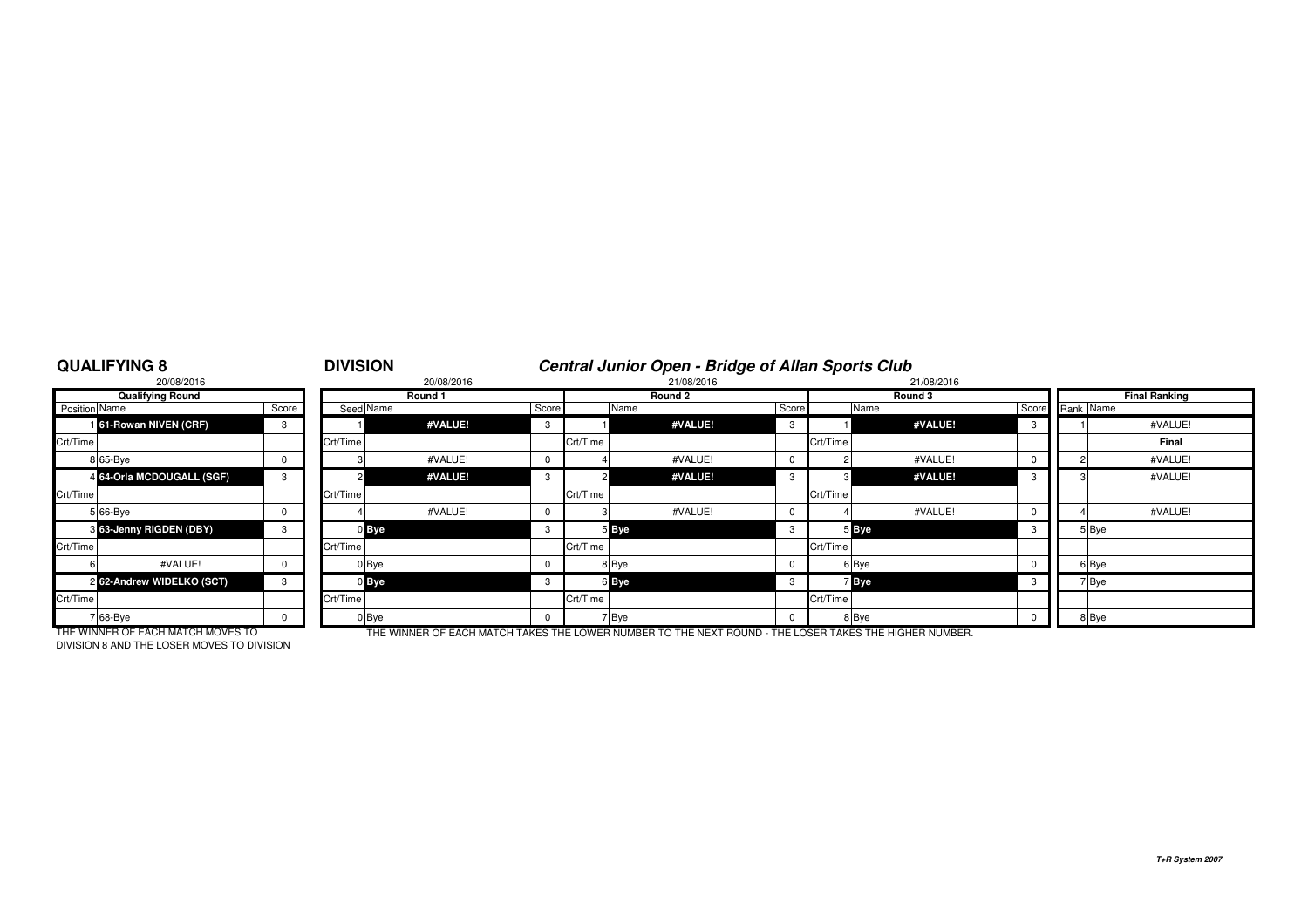# QUALIFYING 8 &nbsp;&nbsp;&nbsp; DIVISION &nbsp;&nbsp;&nbsp; *Central Junior Open - Bridge of Allan Sports Club*

| 20/08/2016 | | | 20/08/2016 | | | 21/08/2016 | | | 21/08/2016 | | | | |
|---|---|---|---|---|---|---|---|---|---|---|---|---|---|
| **Qualifying Round** | | | **Round 1** | | | **Round 2** | | | **Round 3** | | | **Final Ranking** | |
| Position | Name | Score | Seed | Name | Score | | Name | Score | | Name | Score | Rank | Name |
| 1 | **61-Rowan NIVEN (CRF)** | 3 | 1 | **#VALUE!** | 3 | 1 | **#VALUE!** | 3 | 1 | **#VALUE!** | 3 | 1 | #VALUE! |
| Crt/Time | | | Crt/Time | | | Crt/Time | | | Crt/Time | | | | **Final** |
| 8 | 65-Bye | 0 | 3 | #VALUE! | 0 | 4 | #VALUE! | 0 | 2 | #VALUE! | 0 | 2 | #VALUE! |
| 4 | **64-Orla MCDOUGALL (SGF)** | 3 | 2 | **#VALUE!** | 3 | 2 | **#VALUE!** | 3 | 3 | **#VALUE!** | 3 | 3 | #VALUE! |
| Crt/Time | | | Crt/Time | | | Crt/Time | | | Crt/Time | | | | |
| 5 | 66-Bye | 0 | 4 | #VALUE! | 0 | 3 | #VALUE! | 0 | 4 | #VALUE! | 0 | 4 | #VALUE! |
| 3 | **63-Jenny RIGDEN (DBY)** | 3 | 0 | **Bye** | 3 | 5 | **Bye** | 3 | 5 | **Bye** | 3 | 5 | Bye |
| Crt/Time | | | Crt/Time | | | Crt/Time | | | Crt/Time | | | | |
| 6 | #VALUE! | 0 | 0 | Bye | 0 | 8 | Bye | 0 | 6 | Bye | 0 | 6 | Bye |
| 2 | **62-Andrew WIDELKO (SCT)** | 3 | 0 | **Bye** | 3 | 6 | **Bye** | 3 | 7 | **Bye** | 3 | 7 | Bye |
| Crt/Time | | | Crt/Time | | | Crt/Time | | | Crt/Time | | | | |
| 7 | 68-Bye | 0 | 0 | Bye | 0 | 7 | Bye | 0 | 8 | Bye | 0 | 8 | Bye |

THE WINNER OF EACH MATCH MOVES TO DIVISION 8 AND THE LOSER MOVES TO DIVISION

THE WINNER OF EACH MATCH TAKES THE LOWER NUMBER TO THE NEXT ROUND - THE LOSER TAKES THE HIGHER NUMBER.

*T+R System 2007*